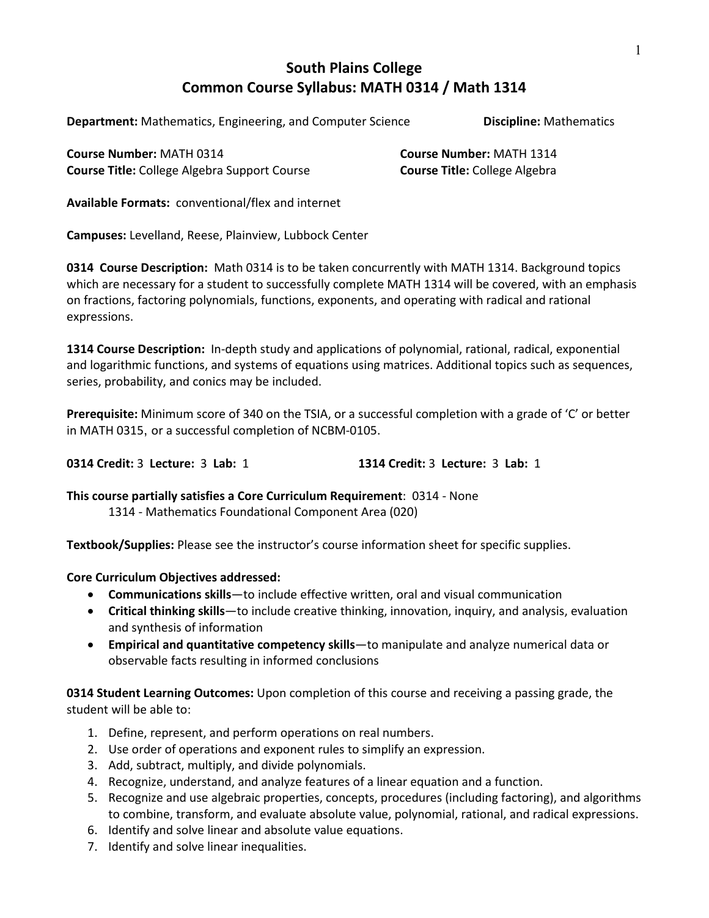# South Plains College
## Common Course Syllabus: MATH 0314 / Math 1314

**Department:** Mathematics, Engineering, and Computer Science **Discipline:** Mathematics

**Course Number:** MATH 0314
**Course Title:** College Algebra Support Course

**Course Number:** MATH 1314
**Course Title:** College Algebra

**Available Formats:** conventional/flex and internet

**Campuses:** Levelland, Reese, Plainview, Lubbock Center

**0314 Course Description:** Math 0314 is to be taken concurrently with MATH 1314. Background topics which are necessary for a student to successfully complete MATH 1314 will be covered, with an emphasis on fractions, factoring polynomials, functions, exponents, and operating with radical and rational expressions.

**1314 Course Description:** In-depth study and applications of polynomial, rational, radical, exponential and logarithmic functions, and systems of equations using matrices. Additional topics such as sequences, series, probability, and conics may be included.

**Prerequisite:** Minimum score of 340 on the TSIA, or a successful completion with a grade of 'C' or better in MATH 0315, or a successful completion of NCBM-0105.

**0314 Credit:** 3 **Lecture:** 3 **Lab:** 1

**1314 Credit:** 3 **Lecture:** 3 **Lab:** 1

**This course partially satisfies a Core Curriculum Requirement**: 0314 - None
1314 - Mathematics Foundational Component Area (020)

**Textbook/Supplies:** Please see the instructor's course information sheet for specific supplies.

**Core Curriculum Objectives addressed:**

- **Communications skills**—to include effective written, oral and visual communication
- **Critical thinking skills**—to include creative thinking, innovation, inquiry, and analysis, evaluation and synthesis of information
- **Empirical and quantitative competency skills**—to manipulate and analyze numerical data or observable facts resulting in informed conclusions

**0314 Student Learning Outcomes:** Upon completion of this course and receiving a passing grade, the student will be able to:

1. Define, represent, and perform operations on real numbers.
2. Use order of operations and exponent rules to simplify an expression.
3. Add, subtract, multiply, and divide polynomials.
4. Recognize, understand, and analyze features of a linear equation and a function.
5. Recognize and use algebraic properties, concepts, procedures (including factoring), and algorithms to combine, transform, and evaluate absolute value, polynomial, rational, and radical expressions.
6. Identify and solve linear and absolute value equations.
7. Identify and solve linear inequalities.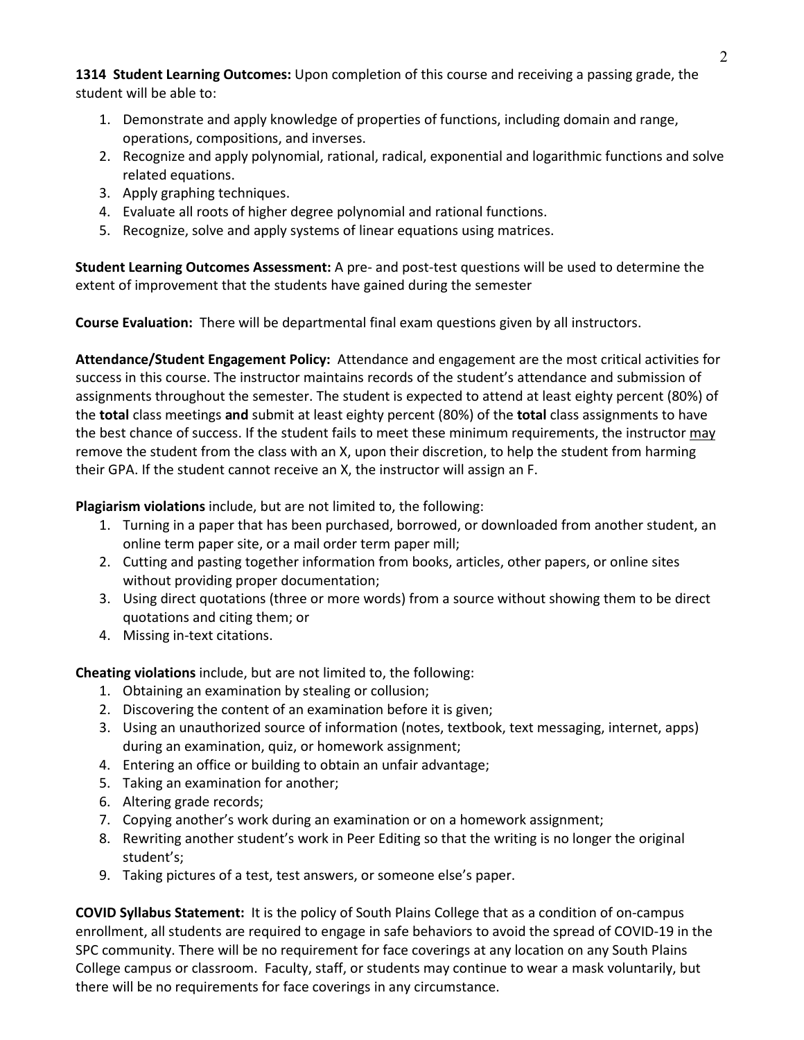**1314 Student Learning Outcomes:** Upon completion of this course and receiving a passing grade, the student will be able to:

1. Demonstrate and apply knowledge of properties of functions, including domain and range, operations, compositions, and inverses.
2. Recognize and apply polynomial, rational, radical, exponential and logarithmic functions and solve related equations.
3. Apply graphing techniques.
4. Evaluate all roots of higher degree polynomial and rational functions.
5. Recognize, solve and apply systems of linear equations using matrices.

**Student Learning Outcomes Assessment:** A pre- and post-test questions will be used to determine the extent of improvement that the students have gained during the semester

**Course Evaluation:** There will be departmental final exam questions given by all instructors.

**Attendance/Student Engagement Policy:** Attendance and engagement are the most critical activities for success in this course. The instructor maintains records of the student's attendance and submission of assignments throughout the semester. The student is expected to attend at least eighty percent (80%) of the **total** class meetings **and** submit at least eighty percent (80%) of the **total** class assignments to have the best chance of success. If the student fails to meet these minimum requirements, the instructor <u>may</u> remove the student from the class with an X, upon their discretion, to help the student from harming their GPA. If the student cannot receive an X, the instructor will assign an F.

**Plagiarism violations** include, but are not limited to, the following:

1. Turning in a paper that has been purchased, borrowed, or downloaded from another student, an online term paper site, or a mail order term paper mill;
2. Cutting and pasting together information from books, articles, other papers, or online sites without providing proper documentation;
3. Using direct quotations (three or more words) from a source without showing them to be direct quotations and citing them; or
4. Missing in-text citations.

**Cheating violations** include, but are not limited to, the following:

1. Obtaining an examination by stealing or collusion;
2. Discovering the content of an examination before it is given;
3. Using an unauthorized source of information (notes, textbook, text messaging, internet, apps) during an examination, quiz, or homework assignment;
4. Entering an office or building to obtain an unfair advantage;
5. Taking an examination for another;
6. Altering grade records;
7. Copying another's work during an examination or on a homework assignment;
8. Rewriting another student's work in Peer Editing so that the writing is no longer the original student's;
9. Taking pictures of a test, test answers, or someone else's paper.

**COVID Syllabus Statement:** It is the policy of South Plains College that as a condition of on-campus enrollment, all students are required to engage in safe behaviors to avoid the spread of COVID-19 in the SPC community. There will be no requirement for face coverings at any location on any South Plains College campus or classroom. Faculty, staff, or students may continue to wear a mask voluntarily, but there will be no requirements for face coverings in any circumstance.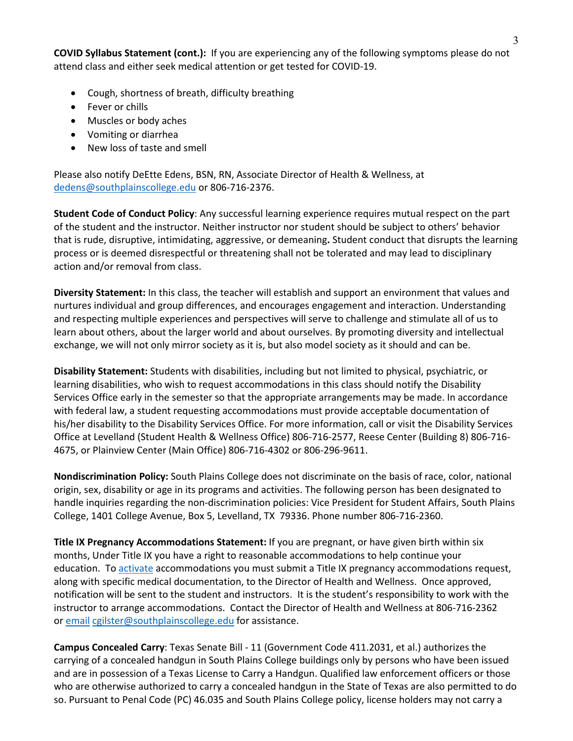**COVID Syllabus Statement (cont.):** If you are experiencing any of the following symptoms please do not attend class and either seek medical attention or get tested for COVID-19.

- Cough, shortness of breath, difficulty breathing
- Fever or chills
- Muscles or body aches
- Vomiting or diarrhea
- New loss of taste and smell

Please also notify DeEtte Edens, BSN, RN, Associate Director of Health & Wellness, at dedens@southplainscollege.edu or 806-716-2376.

**Student Code of Conduct Policy**: Any successful learning experience requires mutual respect on the part of the student and the instructor. Neither instructor nor student should be subject to others' behavior that is rude, disruptive, intimidating, aggressive, or demeaning**.** Student conduct that disrupts the learning process or is deemed disrespectful or threatening shall not be tolerated and may lead to disciplinary action and/or removal from class.

**Diversity Statement:** In this class, the teacher will establish and support an environment that values and nurtures individual and group differences, and encourages engagement and interaction. Understanding and respecting multiple experiences and perspectives will serve to challenge and stimulate all of us to learn about others, about the larger world and about ourselves. By promoting diversity and intellectual exchange, we will not only mirror society as it is, but also model society as it should and can be.

**Disability Statement:** Students with disabilities, including but not limited to physical, psychiatric, or learning disabilities, who wish to request accommodations in this class should notify the Disability Services Office early in the semester so that the appropriate arrangements may be made. In accordance with federal law, a student requesting accommodations must provide acceptable documentation of his/her disability to the Disability Services Office. For more information, call or visit the Disability Services Office at Levelland (Student Health & Wellness Office) 806-716-2577, Reese Center (Building 8) 806-716-4675, or Plainview Center (Main Office) 806-716-4302 or 806-296-9611.

**Nondiscrimination Policy:** South Plains College does not discriminate on the basis of race, color, national origin, sex, disability or age in its programs and activities. The following person has been designated to handle inquiries regarding the non-discrimination policies: Vice President for Student Affairs, South Plains College, 1401 College Avenue, Box 5, Levelland, TX 79336. Phone number 806-716-2360.

**Title IX Pregnancy Accommodations Statement:** If you are pregnant, or have given birth within six months, Under Title IX you have a right to reasonable accommodations to help continue your education. To activate accommodations you must submit a Title IX pregnancy accommodations request, along with specific medical documentation, to the Director of Health and Wellness. Once approved, notification will be sent to the student and instructors. It is the student's responsibility to work with the instructor to arrange accommodations. Contact the Director of Health and Wellness at 806-716-2362 or email cgilster@southplainscollege.edu for assistance.

**Campus Concealed Carry**: Texas Senate Bill - 11 (Government Code 411.2031, et al.) authorizes the carrying of a concealed handgun in South Plains College buildings only by persons who have been issued and are in possession of a Texas License to Carry a Handgun. Qualified law enforcement officers or those who are otherwise authorized to carry a concealed handgun in the State of Texas are also permitted to do so. Pursuant to Penal Code (PC) 46.035 and South Plains College policy, license holders may not carry a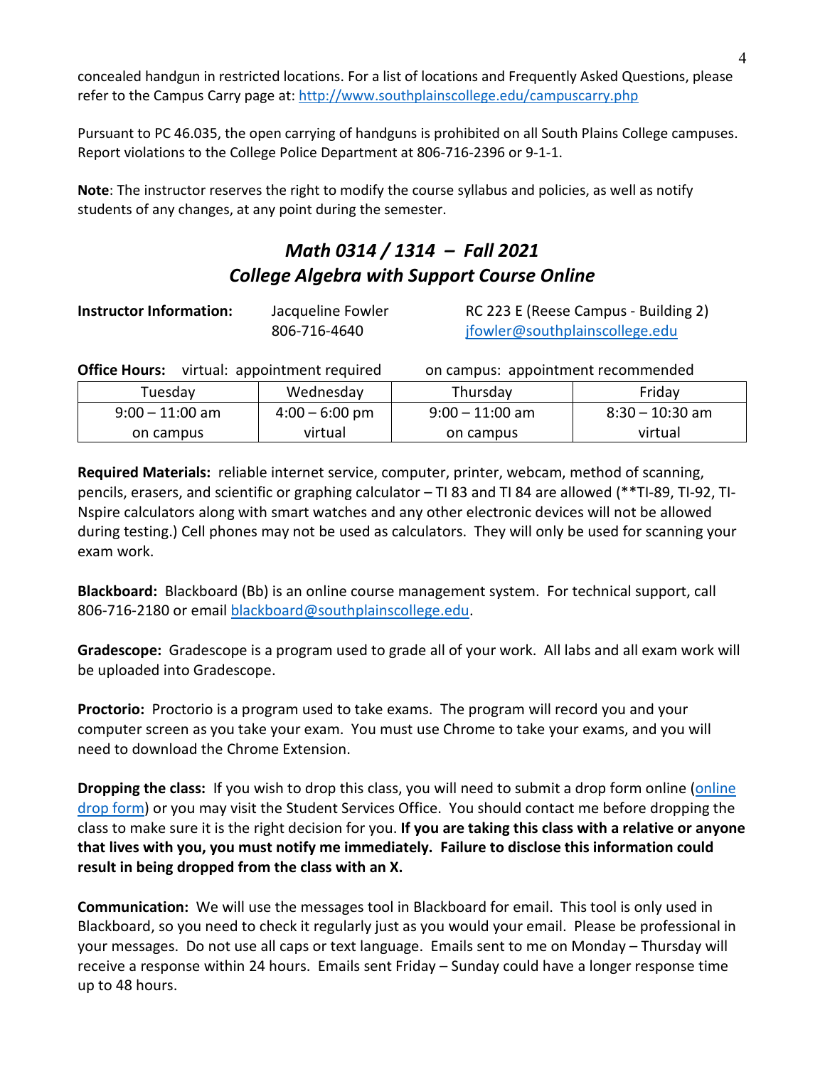concealed handgun in restricted locations. For a list of locations and Frequently Asked Questions, please refer to the Campus Carry page at: http://www.southplainscollege.edu/campuscarry.php

Pursuant to PC 46.035, the open carrying of handguns is prohibited on all South Plains College campuses. Report violations to the College Police Department at 806-716-2396 or 9-1-1.

**Note**: The instructor reserves the right to modify the course syllabus and policies, as well as notify students of any changes, at any point during the semester.

## *Math 0314 / 1314 – Fall 2021*
## *College Algebra with Support Course Online*

**Instructor Information:** Jacqueline Fowler, 806-716-4640 — RC 223 E (Reese Campus - Building 2), jfowler@southplainscollege.edu

**Office Hours:** virtual: appointment required on campus: appointment recommended

| Tuesday | Wednesday | Thursday | Friday |
|---|---|---|---|
| 9:00 – 11:00 am on campus | 4:00 – 6:00 pm virtual | 9:00 – 11:00 am on campus | 8:30 – 10:30 am virtual |

**Required Materials:** reliable internet service, computer, printer, webcam, method of scanning, pencils, erasers, and scientific or graphing calculator – TI 83 and TI 84 are allowed (**TI-89, TI-92, TI-Nspire calculators along with smart watches and any other electronic devices will not be allowed during testing.) Cell phones may not be used as calculators. They will only be used for scanning your exam work.

**Blackboard:** Blackboard (Bb) is an online course management system. For technical support, call 806-716-2180 or email blackboard@southplainscollege.edu.

**Gradescope:** Gradescope is a program used to grade all of your work. All labs and all exam work will be uploaded into Gradescope.

**Proctorio:** Proctorio is a program used to take exams. The program will record you and your computer screen as you take your exam. You must use Chrome to take your exams, and you will need to download the Chrome Extension.

**Dropping the class:** If you wish to drop this class, you will need to submit a drop form online (online drop form) or you may visit the Student Services Office. You should contact me before dropping the class to make sure it is the right decision for you. **If you are taking this class with a relative or anyone that lives with you, you must notify me immediately. Failure to disclose this information could result in being dropped from the class with an X.**

**Communication:** We will use the messages tool in Blackboard for email. This tool is only used in Blackboard, so you need to check it regularly just as you would your email. Please be professional in your messages. Do not use all caps or text language. Emails sent to me on Monday – Thursday will receive a response within 24 hours. Emails sent Friday – Sunday could have a longer response time up to 48 hours.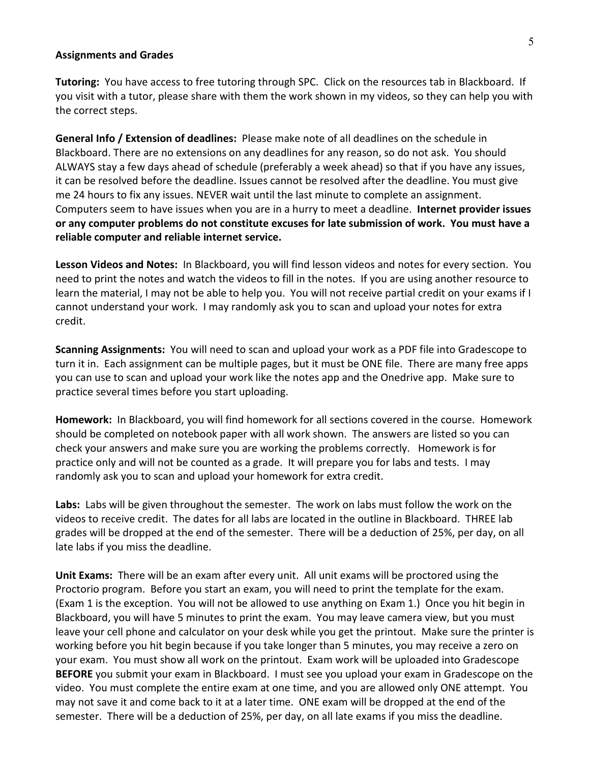**Assignments and Grades**

**Tutoring:** You have access to free tutoring through SPC. Click on the resources tab in Blackboard. If you visit with a tutor, please share with them the work shown in my videos, so they can help you with the correct steps.

**General Info / Extension of deadlines:** Please make note of all deadlines on the schedule in Blackboard. There are no extensions on any deadlines for any reason, so do not ask. You should ALWAYS stay a few days ahead of schedule (preferably a week ahead) so that if you have any issues, it can be resolved before the deadline. Issues cannot be resolved after the deadline. You must give me 24 hours to fix any issues. NEVER wait until the last minute to complete an assignment. Computers seem to have issues when you are in a hurry to meet a deadline. **Internet provider issues or any computer problems do not constitute excuses for late submission of work. You must have a reliable computer and reliable internet service.**

**Lesson Videos and Notes:** In Blackboard, you will find lesson videos and notes for every section. You need to print the notes and watch the videos to fill in the notes. If you are using another resource to learn the material, I may not be able to help you. You will not receive partial credit on your exams if I cannot understand your work. I may randomly ask you to scan and upload your notes for extra credit.

**Scanning Assignments:** You will need to scan and upload your work as a PDF file into Gradescope to turn it in. Each assignment can be multiple pages, but it must be ONE file. There are many free apps you can use to scan and upload your work like the notes app and the Onedrive app. Make sure to practice several times before you start uploading.

**Homework:** In Blackboard, you will find homework for all sections covered in the course. Homework should be completed on notebook paper with all work shown. The answers are listed so you can check your answers and make sure you are working the problems correctly. Homework is for practice only and will not be counted as a grade. It will prepare you for labs and tests. I may randomly ask you to scan and upload your homework for extra credit.

**Labs:** Labs will be given throughout the semester. The work on labs must follow the work on the videos to receive credit. The dates for all labs are located in the outline in Blackboard. THREE lab grades will be dropped at the end of the semester. There will be a deduction of 25%, per day, on all late labs if you miss the deadline.

**Unit Exams:** There will be an exam after every unit. All unit exams will be proctored using the Proctorio program. Before you start an exam, you will need to print the template for the exam. (Exam 1 is the exception. You will not be allowed to use anything on Exam 1.) Once you hit begin in Blackboard, you will have 5 minutes to print the exam. You may leave camera view, but you must leave your cell phone and calculator on your desk while you get the printout. Make sure the printer is working before you hit begin because if you take longer than 5 minutes, you may receive a zero on your exam. You must show all work on the printout. Exam work will be uploaded into Gradescope **BEFORE** you submit your exam in Blackboard. I must see you upload your exam in Gradescope on the video. You must complete the entire exam at one time, and you are allowed only ONE attempt. You may not save it and come back to it at a later time. ONE exam will be dropped at the end of the semester. There will be a deduction of 25%, per day, on all late exams if you miss the deadline.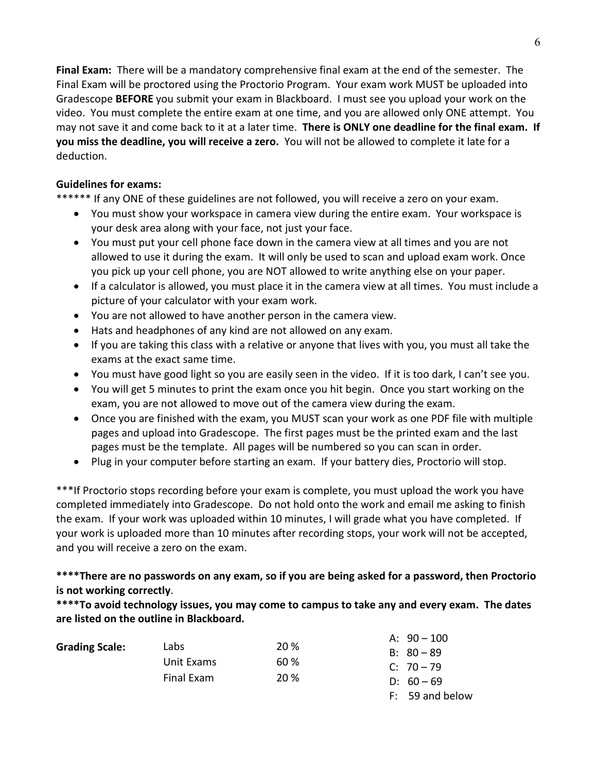**Final Exam:** There will be a mandatory comprehensive final exam at the end of the semester. The Final Exam will be proctored using the Proctorio Program. Your exam work MUST be uploaded into Gradescope **BEFORE** you submit your exam in Blackboard. I must see you upload your work on the video. You must complete the entire exam at one time, and you are allowed only ONE attempt. You may not save it and come back to it at a later time. **There is ONLY one deadline for the final exam. If you miss the deadline, you will receive a zero.** You will not be allowed to complete it late for a deduction.

**Guidelines for exams:**

****** If any ONE of these guidelines are not followed, you will receive a zero on your exam.

- You must show your workspace in camera view during the entire exam. Your workspace is your desk area along with your face, not just your face.
- You must put your cell phone face down in the camera view at all times and you are not allowed to use it during the exam. It will only be used to scan and upload exam work. Once you pick up your cell phone, you are NOT allowed to write anything else on your paper.
- If a calculator is allowed, you must place it in the camera view at all times. You must include a picture of your calculator with your exam work.
- You are not allowed to have another person in the camera view.
- Hats and headphones of any kind are not allowed on any exam.
- If you are taking this class with a relative or anyone that lives with you, you must all take the exams at the exact same time.
- You must have good light so you are easily seen in the video. If it is too dark, I can't see you.
- You will get 5 minutes to print the exam once you hit begin. Once you start working on the exam, you are not allowed to move out of the camera view during the exam.
- Once you are finished with the exam, you MUST scan your work as one PDF file with multiple pages and upload into Gradescope. The first pages must be the printed exam and the last pages must be the template. All pages will be numbered so you can scan in order.
- Plug in your computer before starting an exam. If your battery dies, Proctorio will stop.

***If Proctorio stops recording before your exam is complete, you must upload the work you have completed immediately into Gradescope. Do not hold onto the work and email me asking to finish the exam. If your work was uploaded within 10 minutes, I will grade what you have completed. If your work is uploaded more than 10 minutes after recording stops, your work will not be accepted, and you will receive a zero on the exam.

**\*\*\*\*There are no passwords on any exam, so if you are being asked for a password, then Proctorio is not working correctly**.

**\*\*\*\*To avoid technology issues, you may come to campus to take any and every exam. The dates are listed on the outline in Blackboard.**

**Grading Scale:**

| Component | Weight |
|---|---|
| Labs | 20 % |
| Unit Exams | 60 % |
| Final Exam | 20 % |

| Grade | Range |
|---|---|
| A | 90 – 100 |
| B | 80 – 89 |
| C | 70 – 79 |
| D | 60 – 69 |
| F | 59 and below |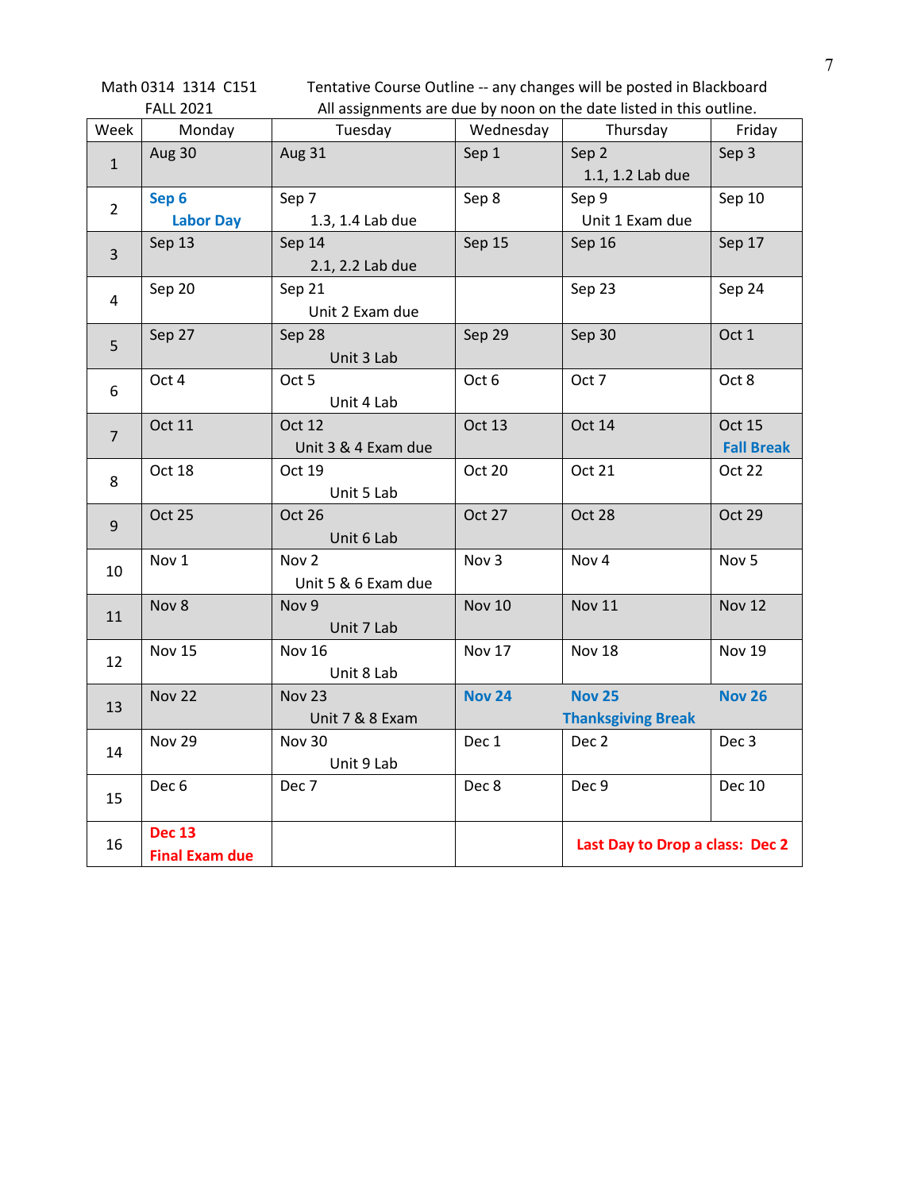Math 0314 1314 C151 Tentative Course Outline -- any changes will be posted in Blackboard

FALL 2021 All assignments are due by noon on the date listed in this outline.

| Week | Monday | Tuesday | Wednesday | Thursday | Friday |
|---|---|---|---|---|---|
| 1 | Aug 30 | Aug 31 | Sep 1 | Sep 2<br>1.1, 1.2 Lab due | Sep 3 |
| 2 | **Sep 6**<br>**Labor Day** | Sep 7<br>1.3, 1.4 Lab due | Sep 8 | Sep 9<br>Unit 1 Exam due | Sep 10 |
| 3 | Sep 13 | Sep 14<br>2.1, 2.2 Lab due | Sep 15 | Sep 16 | Sep 17 |
| 4 | Sep 20 | Sep 21<br>Unit 2 Exam due | | Sep 23 | Sep 24 |
| 5 | Sep 27 | Sep 28<br>Unit 3 Lab | Sep 29 | Sep 30 | Oct 1 |
| 6 | Oct 4 | Oct 5<br>Unit 4 Lab | Oct 6 | Oct 7 | Oct 8 |
| 7 | Oct 11 | Oct 12<br>Unit 3 & 4 Exam due | Oct 13 | Oct 14 | Oct 15<br>**Fall Break** |
| 8 | Oct 18 | Oct 19<br>Unit 5 Lab | Oct 20 | Oct 21 | Oct 22 |
| 9 | Oct 25 | Oct 26<br>Unit 6 Lab | Oct 27 | Oct 28 | Oct 29 |
| 10 | Nov 1 | Nov 2<br>Unit 5 & 6 Exam due | Nov 3 | Nov 4 | Nov 5 |
| 11 | Nov 8 | Nov 9<br>Unit 7 Lab | Nov 10 | Nov 11 | Nov 12 |
| 12 | Nov 15 | Nov 16<br>Unit 8 Lab | Nov 17 | Nov 18 | Nov 19 |
| 13 | Nov 22 | Nov 23<br>Unit 7 & 8 Exam | **Nov 24** | **Nov 25**<br>**Thanksgiving Break** | **Nov 26** |
| 14 | Nov 29 | Nov 30<br>Unit 9 Lab | Dec 1 | Dec 2 | Dec 3 |
| 15 | Dec 6 | Dec 7 | Dec 8 | Dec 9 | Dec 10 |
| 16 | **Dec 13**<br>**Final Exam due** | | | **Last Day to Drop a class: Dec 2** | |